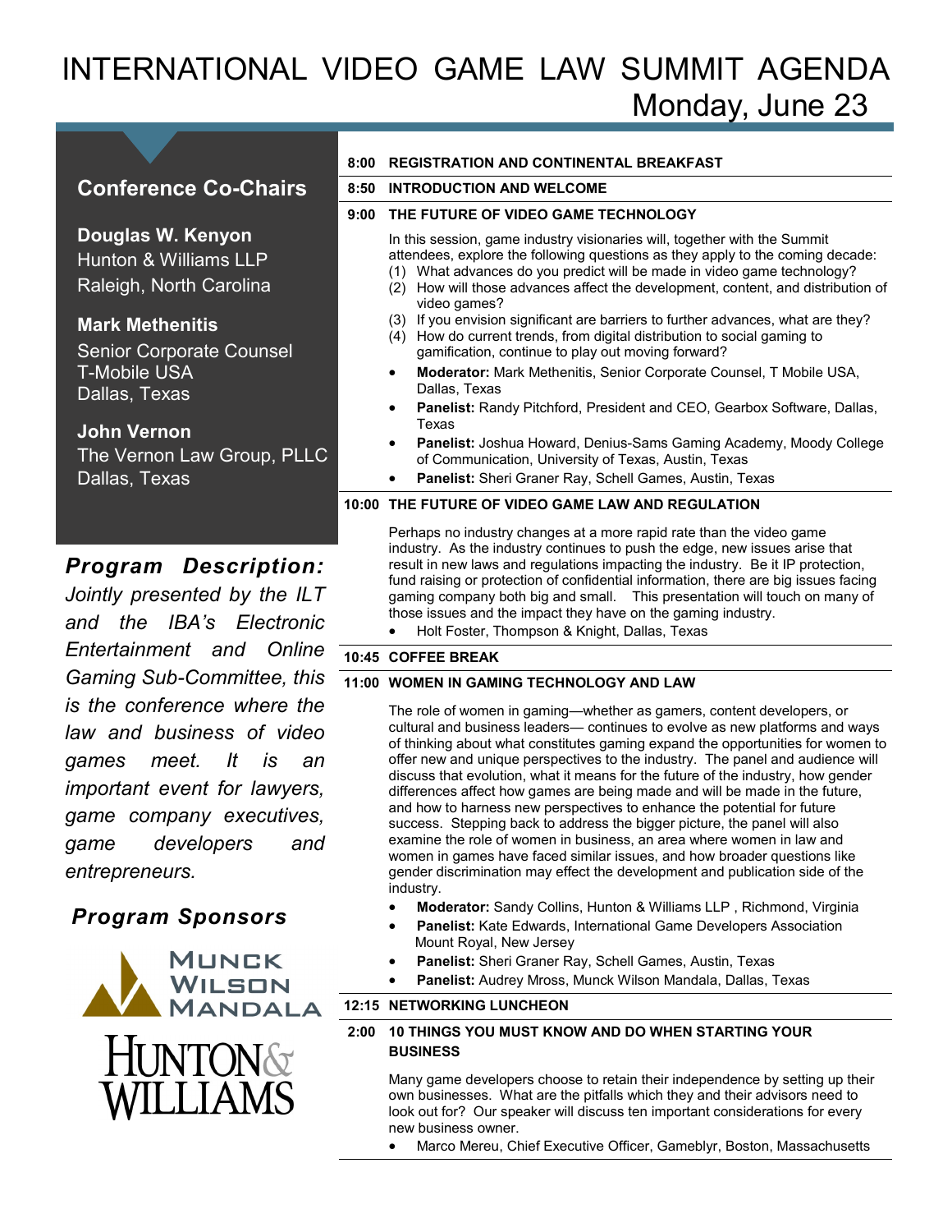# INTERNATIONAL VIDEO GAME LAW SUMMIT AGENDA

## Monday, June 23

### Conference Co-Chairs

**Douglas W. Kenyon**
Hunton & Williams LLP
Raleigh, North Carolina

**Mark Methenitis**
Senior Corporate Counsel
T-Mobile USA
Dallas, Texas

**John Vernon**
The Vernon Law Group, PLLC
Dallas, Texas

***Program Description:*** *Jointly presented by the ILT and the IBA's Electronic Entertainment and Online Gaming Sub-Committee, this is the conference where the law and business of video games meet. It is an important event for lawyers, game company executives, game developers and entrepreneurs.*

***Program Sponsors***

Munck Wilson Mandala

Hunton & Williams

---

**8:00 REGISTRATION AND CONTINENTAL BREAKFAST**

**8:50 INTRODUCTION AND WELCOME**

**9:00 THE FUTURE OF VIDEO GAME TECHNOLOGY**

In this session, game industry visionaries will, together with the Summit attendees, explore the following questions as they apply to the coming decade:

(1) What advances do you predict will be made in video game technology?
(2) How will those advances affect the development, content, and distribution of video games?
(3) If you envision significant are barriers to further advances, what are they?
(4) How do current trends, from digital distribution to social gaming to gamification, continue to play out moving forward?

- **Moderator:** Mark Methenitis, Senior Corporate Counsel, T Mobile USA, Dallas, Texas
- **Panelist:** Randy Pitchford, President and CEO, Gearbox Software, Dallas, Texas
- **Panelist:** Joshua Howard, Denius-Sams Gaming Academy, Moody College of Communication, University of Texas, Austin, Texas
- **Panelist:** Sheri Graner Ray, Schell Games, Austin, Texas

**10:00 THE FUTURE OF VIDEO GAME LAW AND REGULATION**

Perhaps no industry changes at a more rapid rate than the video game industry. As the industry continues to push the edge, new issues arise that result in new laws and regulations impacting the industry. Be it IP protection, fund raising or protection of confidential information, there are big issues facing gaming company both big and small. This presentation will touch on many of those issues and the impact they have on the gaming industry.

- Holt Foster, Thompson & Knight, Dallas, Texas

**10:45 COFFEE BREAK**

**11:00 WOMEN IN GAMING TECHNOLOGY AND LAW**

The role of women in gaming—whether as gamers, content developers, or cultural and business leaders— continues to evolve as new platforms and ways of thinking about what constitutes gaming expand the opportunities for women to offer new and unique perspectives to the industry. The panel and audience will discuss that evolution, what it means for the future of the industry, how gender differences affect how games are being made and will be made in the future, and how to harness new perspectives to enhance the potential for future success. Stepping back to address the bigger picture, the panel will also examine the role of women in business, an area where women in law and women in games have faced similar issues, and how broader questions like gender discrimination may effect the development and publication side of the industry.

- **Moderator:** Sandy Collins, Hunton & Williams LLP , Richmond, Virginia
- **Panelist:** Kate Edwards, International Game Developers Association Mount Royal, New Jersey
- **Panelist:** Sheri Graner Ray, Schell Games, Austin, Texas
- **Panelist:** Audrey Mross, Munck Wilson Mandala, Dallas, Texas

**12:15 NETWORKING LUNCHEON**

**2:00 10 THINGS YOU MUST KNOW AND DO WHEN STARTING YOUR BUSINESS**

Many game developers choose to retain their independence by setting up their own businesses. What are the pitfalls which they and their advisors need to look out for? Our speaker will discuss ten important considerations for every new business owner.

- Marco Mereu, Chief Executive Officer, Gameblyr, Boston, Massachusetts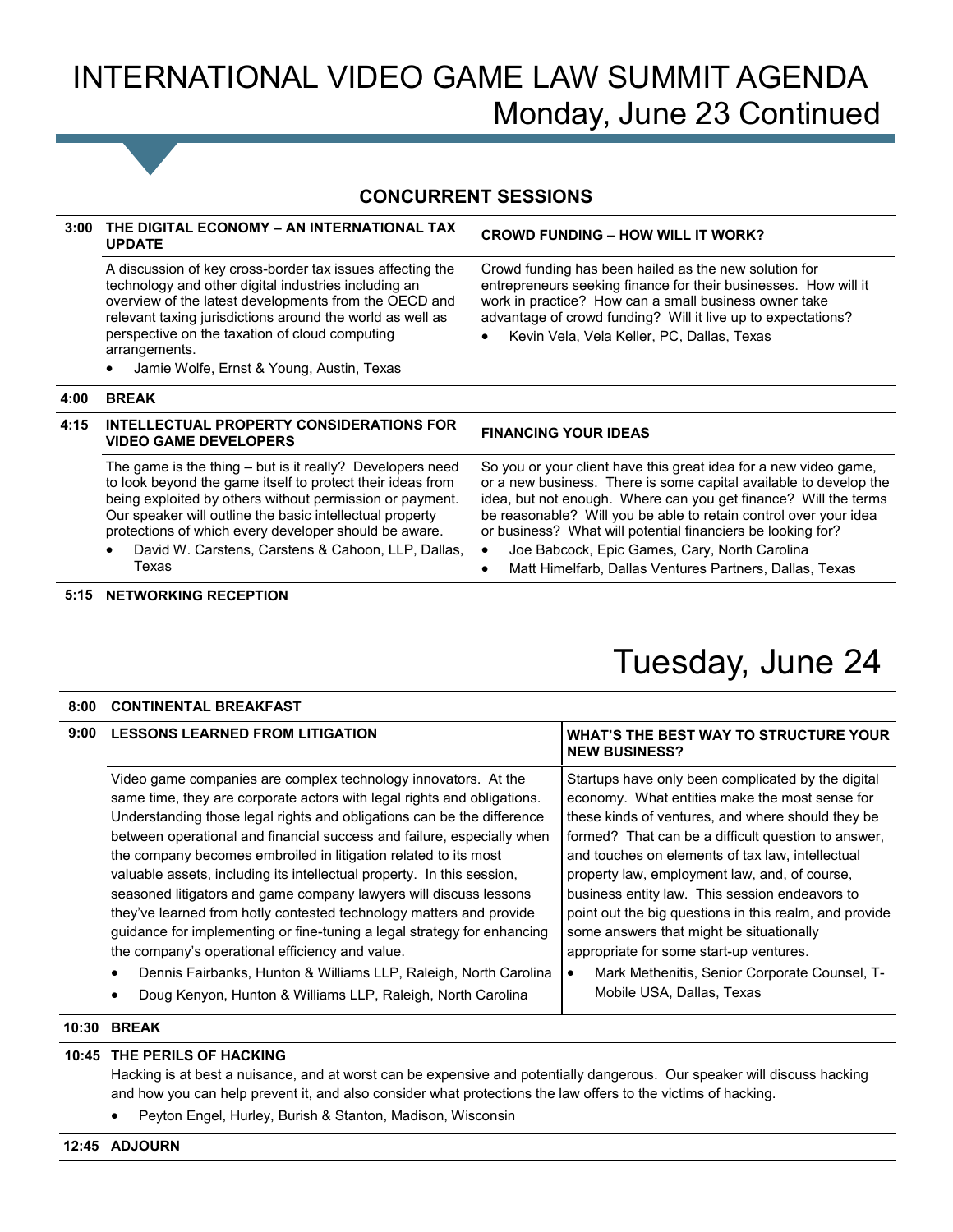# INTERNATIONAL VIDEO GAME LAW SUMMIT AGENDA

## Monday, June 23 Continued

### CONCURRENT SESSIONS

**3:00**

**THE DIGITAL ECONOMY – AN INTERNATIONAL TAX UPDATE**

A discussion of key cross-border tax issues affecting the technology and other digital industries including an overview of the latest developments from the OECD and relevant taxing jurisdictions around the world as well as perspective on the taxation of cloud computing arrangements.

- Jamie Wolfe, Ernst & Young, Austin, Texas

**CROWD FUNDING – HOW WILL IT WORK?**

Crowd funding has been hailed as the new solution for entrepreneurs seeking finance for their businesses. How will it work in practice? How can a small business owner take advantage of crowd funding? Will it live up to expectations?

- Kevin Vela, Vela Keller, PC, Dallas, Texas

**4:00 BREAK**

**4:15**

**INTELLECTUAL PROPERTY CONSIDERATIONS FOR VIDEO GAME DEVELOPERS**

The game is the thing – but is it really? Developers need to look beyond the game itself to protect their ideas from being exploited by others without permission or payment. Our speaker will outline the basic intellectual property protections of which every developer should be aware.

- David W. Carstens, Carstens & Cahoon, LLP, Dallas, Texas

**FINANCING YOUR IDEAS**

So you or your client have this great idea for a new video game, or a new business. There is some capital available to develop the idea, but not enough. Where can you get finance? Will the terms be reasonable? Will you be able to retain control over your idea or business? What will potential financiers be looking for?

- Joe Babcock, Epic Games, Cary, North Carolina
- Matt Himelfarb, Dallas Ventures Partners, Dallas, Texas

**5:15 NETWORKING RECEPTION**

## Tuesday, June 24

**8:00 CONTINENTAL BREAKFAST**

**9:00**

**LESSONS LEARNED FROM LITIGATION**

Video game companies are complex technology innovators. At the same time, they are corporate actors with legal rights and obligations. Understanding those legal rights and obligations can be the difference between operational and financial success and failure, especially when the company becomes embroiled in litigation related to its most valuable assets, including its intellectual property. In this session, seasoned litigators and game company lawyers will discuss lessons they've learned from hotly contested technology matters and provide guidance for implementing or fine-tuning a legal strategy for enhancing the company's operational efficiency and value.

- Dennis Fairbanks, Hunton & Williams LLP, Raleigh, North Carolina
- Doug Kenyon, Hunton & Williams LLP, Raleigh, North Carolina

**WHAT'S THE BEST WAY TO STRUCTURE YOUR NEW BUSINESS?**

Startups have only been complicated by the digital economy. What entities make the most sense for these kinds of ventures, and where should they be formed? That can be a difficult question to answer, and touches on elements of tax law, intellectual property law, employment law, and, of course, business entity law. This session endeavors to point out the big questions in this realm, and provide some answers that might be situationally appropriate for some start-up ventures.

- Mark Methenitis, Senior Corporate Counsel, T-Mobile USA, Dallas, Texas

**10:30 BREAK**

**10:45 THE PERILS OF HACKING**

Hacking is at best a nuisance, and at worst can be expensive and potentially dangerous. Our speaker will discuss hacking and how you can help prevent it, and also consider what protections the law offers to the victims of hacking.

- Peyton Engel, Hurley, Burish & Stanton, Madison, Wisconsin

**12:45 ADJOURN**